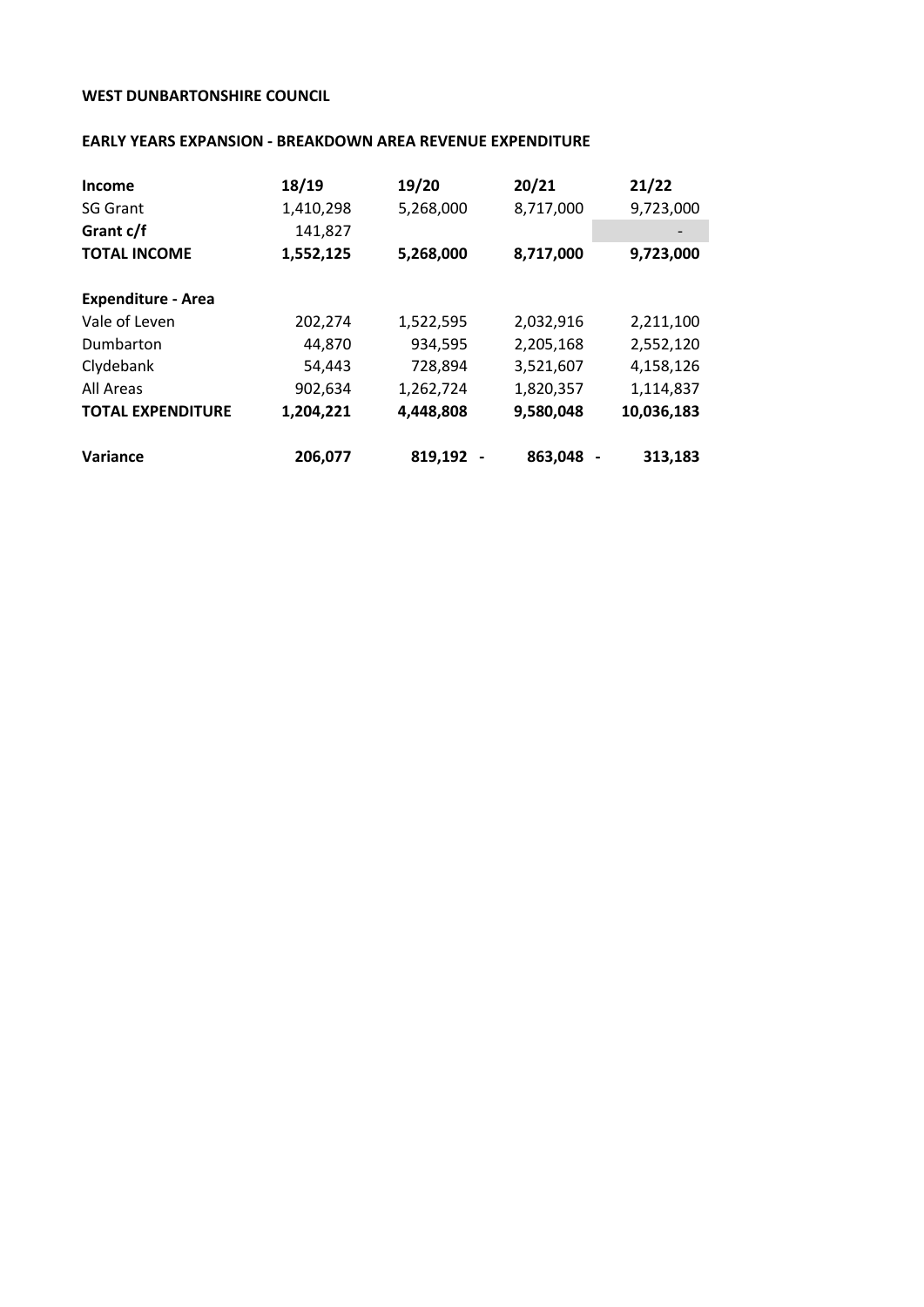**WEST DUNBARTONSHIRE COUNCIL**

**EARLY YEARS EXPANSION - BREAKDOWN AREA REVENUE EXPENDITURE**

| **Income** | **18/19** | **19/20** | **20/21** | **21/22** |
|---|---|---|---|---|
| SG Grant | 1,410,298 | 5,268,000 | 8,717,000 | 9,723,000 |
| **Grant c/f** | 141,827 | | | - |
| **TOTAL INCOME** | **1,552,125** | **5,268,000** | **8,717,000** | **9,723,000** |
| | | | | |
| **Expenditure - Area** | | | | |
| Vale of Leven | 202,274 | 1,522,595 | 2,032,916 | 2,211,100 |
| Dumbarton | 44,870 | 934,595 | 2,205,168 | 2,552,120 |
| Clydebank | 54,443 | 728,894 | 3,521,607 | 4,158,126 |
| All Areas | 902,634 | 1,262,724 | 1,820,357 | 1,114,837 |
| **TOTAL EXPENDITURE** | **1,204,221** | **4,448,808** | **9,580,048** | **10,036,183** |
| | | | | |
| **Variance** | **206,077** | **819,192** | **- 863,048** | **- 313,183** |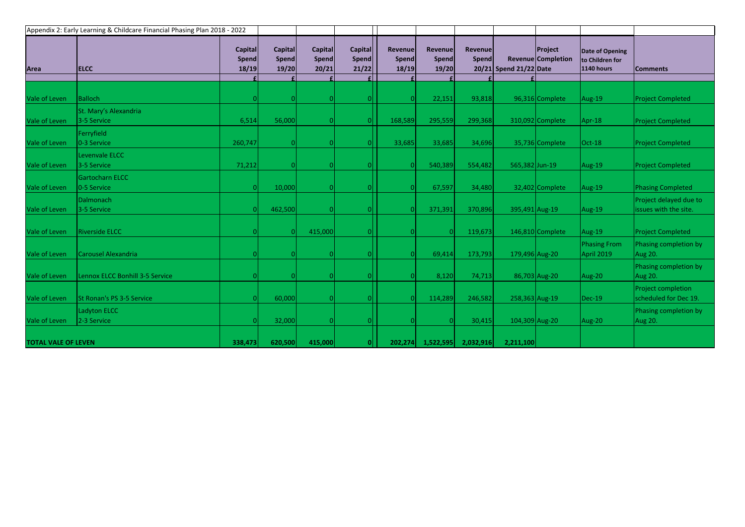Appendix 2: Early Learning & Childcare Financial Phasing Plan 2018 - 2022

| Area | ELCC | Capital Spend 18/19 | Capital Spend 19/20 | Capital Spend 20/21 | Capital Spend 21/22 | Revenue Spend 18/19 | Revenue Spend 19/20 | Revenue Spend 20/21 | Revenue Spend 21/22 | Project Completion Date | Date of Opening to Children for 1140 hours | Comments |
|---|---|---|---|---|---|---|---|---|---|---|---|---|
| | | £ | £ | £ | £ | £ | £ | £ | £ | | | |
| Vale of Leven | Balloch | 0 | 0 | 0 | 0 | 0 | 22,151 | 93,818 | 96,316 | Complete | Aug-19 | Project Completed |
| Vale of Leven | St. Mary's Alexandria 3-5 Service | 6,514 | 56,000 | 0 | 0 | 168,589 | 295,559 | 299,368 | 310,092 | Complete | Apr-18 | Project Completed |
| Vale of Leven | Ferryfield 0-3 Service | 260,747 | 0 | 0 | 0 | 33,685 | 33,685 | 34,696 | 35,736 | Complete | Oct-18 | Project Completed |
| Vale of Leven | Levenvale ELCC 3-5 Service | 71,212 | 0 | 0 | 0 | 0 | 540,389 | 554,482 | 565,382 | Jun-19 | Aug-19 | Project Completed |
| Vale of Leven | Gartocharn ELCC 0-5 Service | 0 | 10,000 | 0 | 0 | 0 | 67,597 | 34,480 | 32,402 | Complete | Aug-19 | Phasing Completed |
| Vale of Leven | Dalmonach 3-5 Service | 0 | 462,500 | 0 | 0 | 0 | 371,391 | 370,896 | 395,491 | Aug-19 | Aug-19 | Project delayed due to issues with the site. |
| Vale of Leven | Riverside ELCC | 0 | 0 | 415,000 | 0 | 0 | 0 | 119,673 | 146,810 | Complete | Aug-19 | Project Completed |
| Vale of Leven | Carousel Alexandria | 0 | 0 | 0 | 0 | 0 | 69,414 | 173,793 | 179,496 | Aug-20 | Phasing From April 2019 | Phasing completion by Aug 20. |
| Vale of Leven | Lennox ELCC Bonhill 3-5 Service | 0 | 0 | 0 | 0 | 0 | 8,120 | 74,713 | 86,703 | Aug-20 | Aug-20 | Phasing completion by Aug 20. |
| Vale of Leven | St Ronan's PS 3-5 Service | 0 | 60,000 | 0 | 0 | 0 | 114,289 | 246,582 | 258,363 | Aug-19 | Dec-19 | Project completion scheduled for Dec 19. |
| Vale of Leven | Ladyton ELCC 2-3 Service | 0 | 32,000 | 0 | 0 | 0 | 0 | 30,415 | 104,309 | Aug-20 | Aug-20 | Phasing completion by Aug 20. |
| **TOTAL VALE OF LEVEN** | | **338,473** | **620,500** | **415,000** | **0** | **202,274** | **1,522,595** | **2,032,916** | **2,211,100** | | | |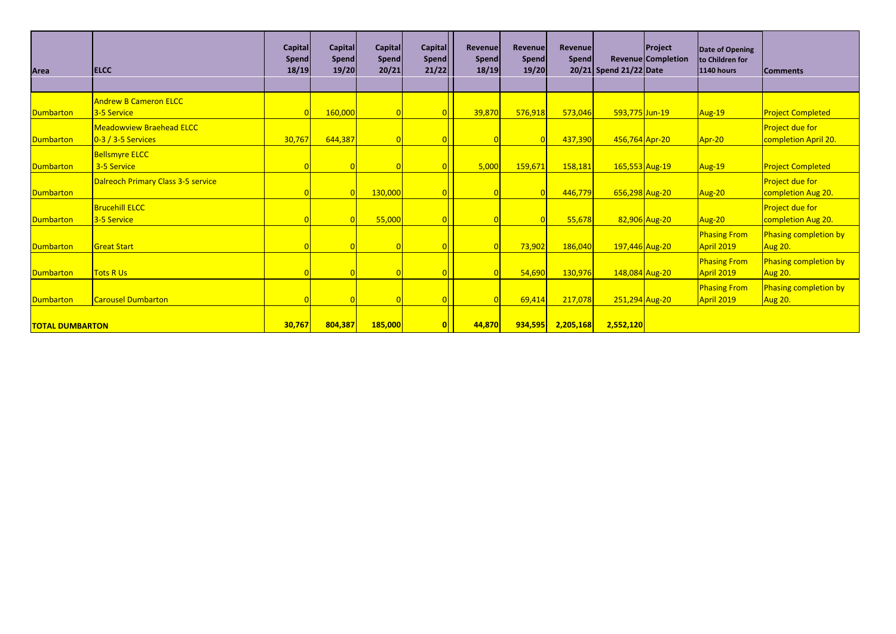| Area | ELCC | Capital Spend 18/19 | Capital Spend 19/20 | Capital Spend 20/21 | Capital Spend 21/22 | Revenue Spend 18/19 | Revenue Spend 19/20 | Revenue Spend 20/21 | Revenue Spend 21/22 | Project Completion Date | Date of Opening to Children for 1140 hours | Comments |
|---|---|---|---|---|---|---|---|---|---|---|---|---|
| | | | | | | | | | | | | |
| Dumbarton | Andrew B Cameron ELCC 3-5 Service | 0 | 160,000 | 0 | 0 | 39,870 | 576,918 | 573,046 | 593,775 | Jun-19 | Aug-19 | Project Completed |
| Dumbarton | Meadowview Braehead ELCC 0-3 / 3-5 Services | 30,767 | 644,387 | 0 | 0 | 0 | 0 | 437,390 | 456,764 | Apr-20 | Apr-20 | Project due for completion April 20. |
| Dumbarton | Bellsmyre ELCC 3-5 Service | 0 | 0 | 0 | 0 | 5,000 | 159,671 | 158,181 | 165,553 | Aug-19 | Aug-19 | Project Completed |
| Dumbarton | Dalreoch Primary Class 3-5 service | 0 | 0 | 130,000 | 0 | 0 | 0 | 446,779 | 656,298 | Aug-20 | Aug-20 | Project due for completion Aug 20. |
| Dumbarton | Brucehill ELCC 3-5 Service | 0 | 0 | 55,000 | 0 | 0 | 0 | 55,678 | 82,906 | Aug-20 | Aug-20 | Project due for completion Aug 20. |
| Dumbarton | Great Start | 0 | 0 | 0 | 0 | 0 | 73,902 | 186,040 | 197,446 | Aug-20 | Phasing From April 2019 | Phasing completion by Aug 20. |
| Dumbarton | Tots R Us | 0 | 0 | 0 | 0 | 0 | 54,690 | 130,976 | 148,084 | Aug-20 | Phasing From April 2019 | Phasing completion by Aug 20. |
| Dumbarton | Carousel Dumbarton | 0 | 0 | 0 | 0 | 0 | 69,414 | 217,078 | 251,294 | Aug-20 | Phasing From April 2019 | Phasing completion by Aug 20. |
| **TOTAL DUMBARTON** | | **30,767** | **804,387** | **185,000** | **0** | **44,870** | **934,595** | **2,205,168** | **2,552,120** | | | |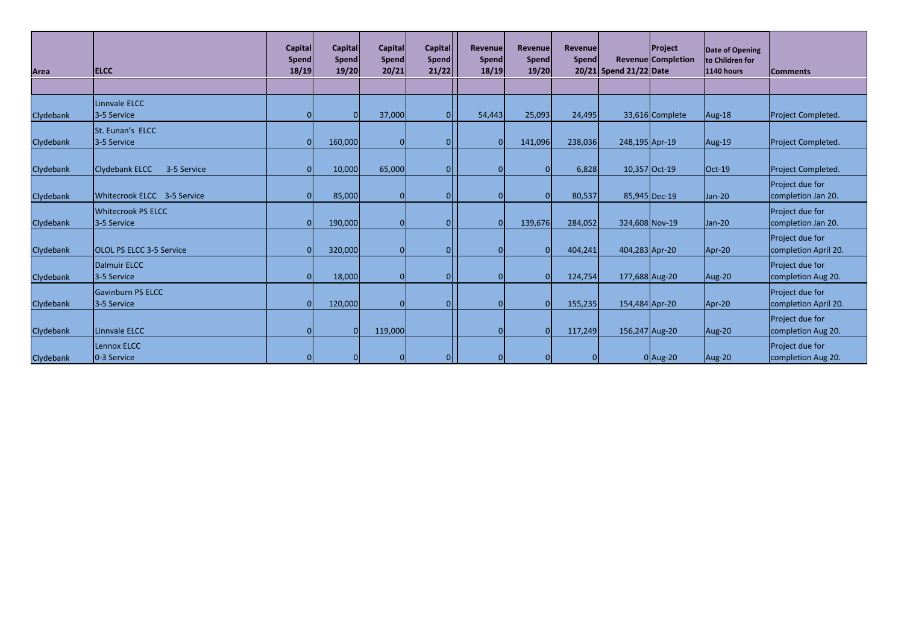| Area | ELCC | Capital Spend 18/19 | Capital Spend 19/20 | Capital Spend 20/21 | Capital Spend 21/22 | Revenue Spend 18/19 | Revenue Spend 19/20 | Revenue Spend 20/21 | Revenue Spend 21/22 | Project Completion Date | Date of Opening to Children for 1140 hours | Comments |
|---|---|---|---|---|---|---|---|---|---|---|---|---|
| | | | | | | | | | | | | |
| Clydebank | Linnvale ELCC 3-5 Service | 0 | 0 | 37,000 | 0 | 54,443 | 25,093 | 24,495 | 33,616 | Complete | Aug-18 | Project Completed. |
| Clydebank | St. Eunan's ELCC 3-5 Service | 0 | 160,000 | 0 | 0 | 0 | 141,096 | 238,036 | 248,195 | Apr-19 | Aug-19 | Project Completed. |
| Clydebank | Clydebank ELCC 3-5 Service | 0 | 10,000 | 65,000 | 0 | 0 | 0 | 6,828 | 10,357 | Oct-19 | Oct-19 | Project Completed. |
| Clydebank | Whitecrook ELCC 3-5 Service | 0 | 85,000 | 0 | 0 | 0 | 0 | 80,537 | 85,945 | Dec-19 | Jan-20 | Project due for completion Jan 20. |
| Clydebank | Whitecrook PS ELCC 3-5 Service | 0 | 190,000 | 0 | 0 | 0 | 139,676 | 284,052 | 324,608 | Nov-19 | Jan-20 | Project due for completion Jan 20. |
| Clydebank | OLOL PS ELCC 3-5 Service | 0 | 320,000 | 0 | 0 | 0 | 0 | 404,241 | 404,283 | Apr-20 | Apr-20 | Project due for completion April 20. |
| Clydebank | Dalmuir ELCC 3-5 Service | 0 | 18,000 | 0 | 0 | 0 | 0 | 124,754 | 177,688 | Aug-20 | Aug-20 | Project due for completion Aug 20. |
| Clydebank | Gavinburn PS ELCC 3-5 Service | 0 | 120,000 | 0 | 0 | 0 | 0 | 155,235 | 154,484 | Apr-20 | Apr-20 | Project due for completion April 20. |
| Clydebank | Linnvale ELCC | 0 | 0 | 119,000 | | 0 | 0 | 117,249 | 156,247 | Aug-20 | Aug-20 | Project due for completion Aug 20. |
| Clydebank | Lennox ELCC 0-3 Service | 0 | 0 | 0 | 0 | 0 | 0 | 0 | 0 | Aug-20 | Aug-20 | Project due for completion Aug 20. |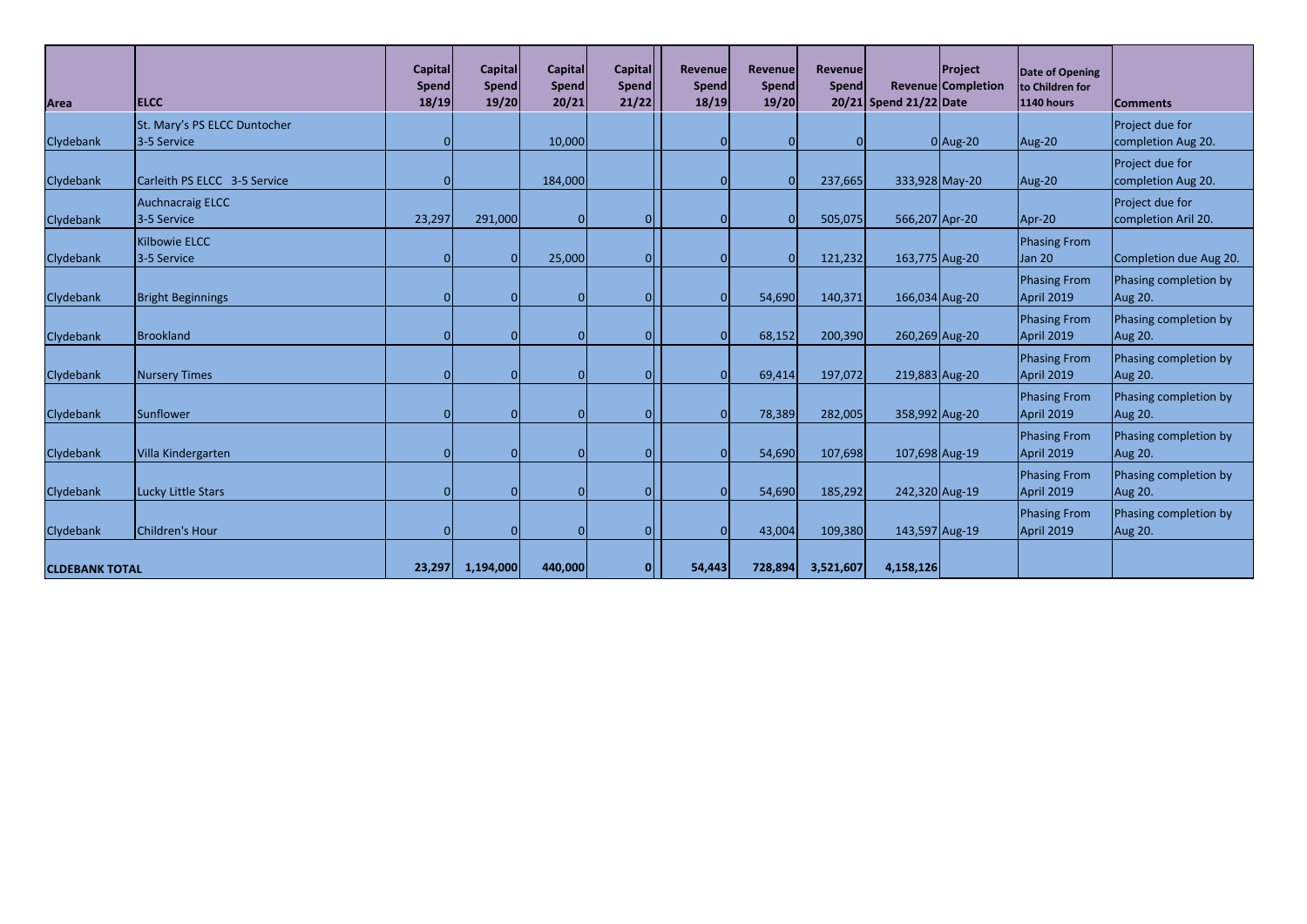| Area | ELCC | Capital Spend 18/19 | Capital Spend 19/20 | Capital Spend 20/21 | Capital Spend 21/22 | Revenue Spend 18/19 | Revenue Spend 19/20 | Revenue Spend 20/21 | Revenue Spend 21/22 | Project Completion Date | Date of Opening to Children for 1140 hours | Comments |
|---|---|---|---|---|---|---|---|---|---|---|---|---|
| Clydebank | St. Mary's PS ELCC Duntocher 3-5 Service | 0 | | 10,000 | | 0 | 0 | 0 | 0 | Aug-20 | Aug-20 | Project due for completion Aug 20. |
| Clydebank | Carleith PS ELCC 3-5 Service | 0 | | 184,000 | | 0 | 0 | 237,665 | 333,928 | May-20 | Aug-20 | Project due for completion Aug 20. |
| Clydebank | Auchnacraig ELCC 3-5 Service | 23,297 | 291,000 | 0 | 0 | 0 | 0 | 505,075 | 566,207 | Apr-20 | Apr-20 | Project due for completion Aril 20. |
| Clydebank | Kilbowie ELCC 3-5 Service | 0 | 0 | 25,000 | 0 | 0 | 0 | 121,232 | 163,775 | Aug-20 | Phasing From Jan 20 | Completion due Aug 20. |
| Clydebank | Bright Beginnings | 0 | 0 | 0 | 0 | 0 | 54,690 | 140,371 | 166,034 | Aug-20 | Phasing From April 2019 | Phasing completion by Aug 20. |
| Clydebank | Brookland | 0 | 0 | 0 | 0 | 0 | 68,152 | 200,390 | 260,269 | Aug-20 | Phasing From April 2019 | Phasing completion by Aug 20. |
| Clydebank | Nursery Times | 0 | 0 | 0 | 0 | 0 | 69,414 | 197,072 | 219,883 | Aug-20 | Phasing From April 2019 | Phasing completion by Aug 20. |
| Clydebank | Sunflower | 0 | 0 | 0 | 0 | 0 | 78,389 | 282,005 | 358,992 | Aug-20 | Phasing From April 2019 | Phasing completion by Aug 20. |
| Clydebank | Villa Kindergarten | 0 | 0 | 0 | 0 | 0 | 54,690 | 107,698 | 107,698 | Aug-19 | Phasing From April 2019 | Phasing completion by Aug 20. |
| Clydebank | Lucky Little Stars | 0 | 0 | 0 | 0 | 0 | 54,690 | 185,292 | 242,320 | Aug-19 | Phasing From April 2019 | Phasing completion by Aug 20. |
| Clydebank | Children's Hour | 0 | 0 | 0 | 0 | 0 | 43,004 | 109,380 | 143,597 | Aug-19 | Phasing From April 2019 | Phasing completion by Aug 20. |
| **CLDEBANK TOTAL** | | **23,297** | **1,194,000** | **440,000** | **0** | **54,443** | **728,894** | **3,521,607** | **4,158,126** | | | |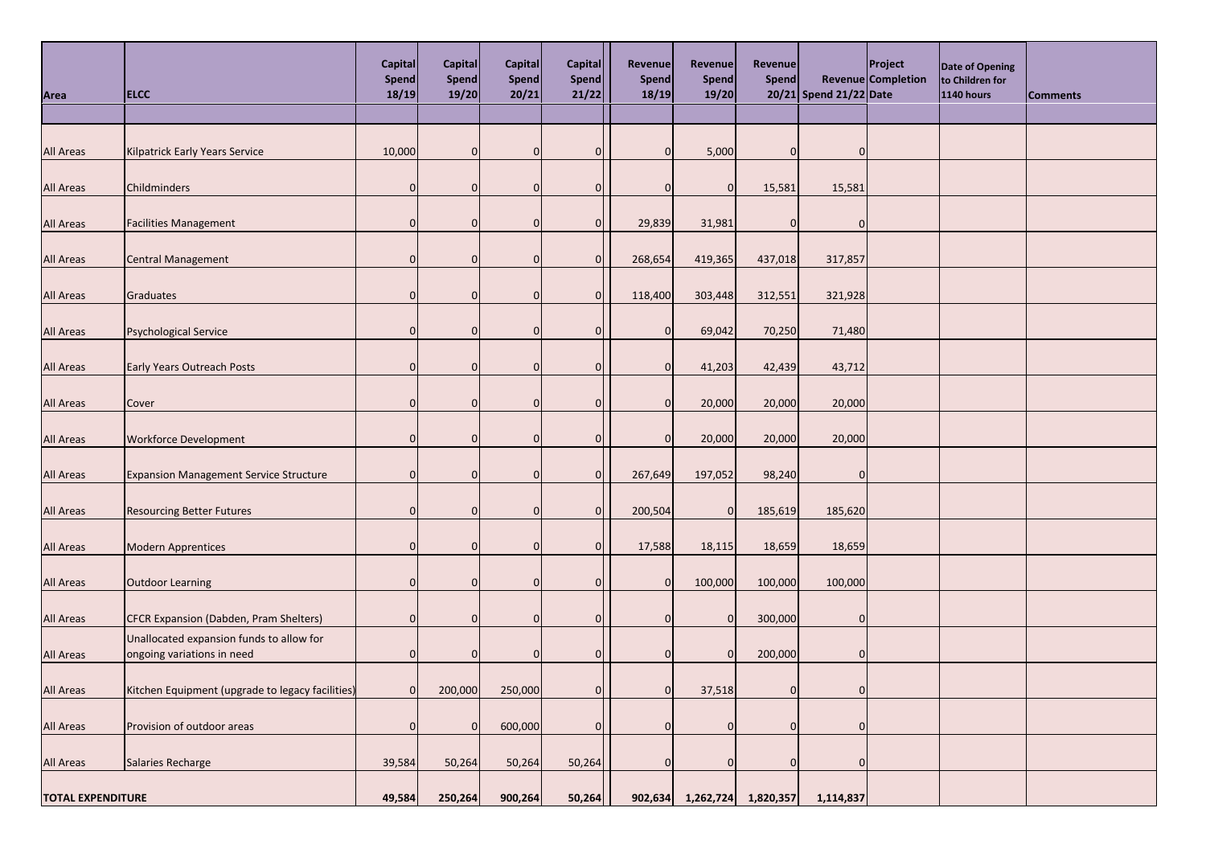| Area | ELCC | Capital Spend 18/19 | Capital Spend 19/20 | Capital Spend 20/21 | Capital Spend 21/22 | Revenue Spend 18/19 | Revenue Spend 19/20 | Revenue Spend 20/21 | Revenue Spend 21/22 | Project Completion Date | Date of Opening to Children for 1140 hours | Comments |
|---|---|---|---|---|---|---|---|---|---|---|---|---|
| | | | | | | | | | | | | |
| All Areas | Kilpatrick Early Years Service | 10,000 | 0 | 0 | 0 | 0 | 5,000 | 0 | 0 | | | |
| All Areas | Childminders | 0 | 0 | 0 | 0 | 0 | 0 | 15,581 | 15,581 | | | |
| All Areas | Facilities Management | 0 | 0 | 0 | 0 | 29,839 | 31,981 | 0 | 0 | | | |
| All Areas | Central Management | 0 | 0 | 0 | 0 | 268,654 | 419,365 | 437,018 | 317,857 | | | |
| All Areas | Graduates | 0 | 0 | 0 | 0 | 118,400 | 303,448 | 312,551 | 321,928 | | | |
| All Areas | Psychological Service | 0 | 0 | 0 | 0 | 0 | 69,042 | 70,250 | 71,480 | | | |
| All Areas | Early Years Outreach Posts | 0 | 0 | 0 | 0 | 0 | 41,203 | 42,439 | 43,712 | | | |
| All Areas | Cover | 0 | 0 | 0 | 0 | 0 | 20,000 | 20,000 | 20,000 | | | |
| All Areas | Workforce Development | 0 | 0 | 0 | 0 | 0 | 20,000 | 20,000 | 20,000 | | | |
| All Areas | Expansion Management Service Structure | 0 | 0 | 0 | 0 | 267,649 | 197,052 | 98,240 | 0 | | | |
| All Areas | Resourcing Better Futures | 0 | 0 | 0 | 0 | 200,504 | 0 | 185,619 | 185,620 | | | |
| All Areas | Modern Apprentices | 0 | 0 | 0 | 0 | 17,588 | 18,115 | 18,659 | 18,659 | | | |
| All Areas | Outdoor Learning | 0 | 0 | 0 | 0 | 0 | 100,000 | 100,000 | 100,000 | | | |
| All Areas | CFCR Expansion (Dabden, Pram Shelters) | 0 | 0 | 0 | 0 | 0 | 0 | 300,000 | 0 | | | |
| All Areas | Unallocated expansion funds to allow for ongoing variations in need | 0 | 0 | 0 | 0 | 0 | 0 | 200,000 | 0 | | | |
| All Areas | Kitchen Equipment (upgrade to legacy facilities) | 0 | 200,000 | 250,000 | 0 | 0 | 37,518 | 0 | 0 | | | |
| All Areas | Provision of outdoor areas | 0 | 0 | 600,000 | 0 | 0 | 0 | 0 | 0 | | | |
| All Areas | Salaries Recharge | 39,584 | 50,264 | 50,264 | 50,264 | 0 | 0 | 0 | 0 | | | |
| **TOTAL EXPENDITURE** | | **49,584** | **250,264** | **900,264** | **50,264** | **902,634** | **1,262,724** | **1,820,357** | **1,114,837** | | | |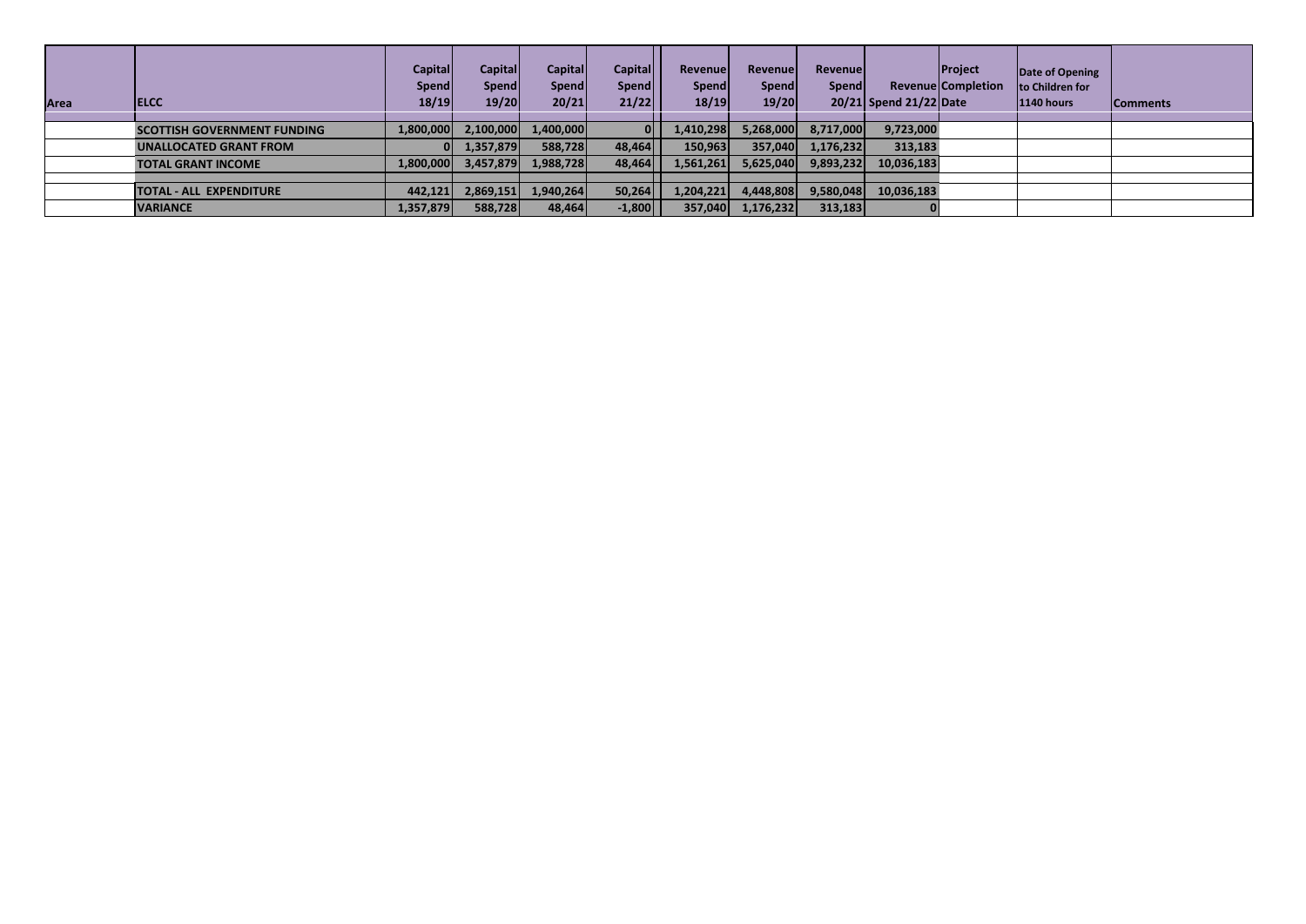| Area | ELCC | Capital Spend 18/19 | Capital Spend 19/20 | Capital Spend 20/21 | Capital Spend 21/22 | Revenue Spend 18/19 | Revenue Spend 19/20 | Revenue Spend 20/21 | Revenue Spend 21/22 | Project Completion Date | Date of Opening to Children for 1140 hours | Comments |
|---|---|---|---|---|---|---|---|---|---|---|---|---|
| | | | | | | | | | | | | |
| | **SCOTTISH GOVERNMENT FUNDING** | **1,800,000** | **2,100,000** | **1,400,000** | **0** | **1,410,298** | **5,268,000** | **8,717,000** | **9,723,000** | | | |
| | **UNALLOCATED GRANT FROM** | **0** | **1,357,879** | **588,728** | **48,464** | **150,963** | **357,040** | **1,176,232** | **313,183** | | | |
| | **TOTAL GRANT INCOME** | **1,800,000** | **3,457,879** | **1,988,728** | **48,464** | **1,561,261** | **5,625,040** | **9,893,232** | **10,036,183** | | | |
| | | | | | | | | | | | | |
| | **TOTAL - ALL EXPENDITURE** | **442,121** | **2,869,151** | **1,940,264** | **50,264** | **1,204,221** | **4,448,808** | **9,580,048** | **10,036,183** | | | |
| | **VARIANCE** | **1,357,879** | **588,728** | **48,464** | **-1,800** | **357,040** | **1,176,232** | **313,183** | **0** | | | |